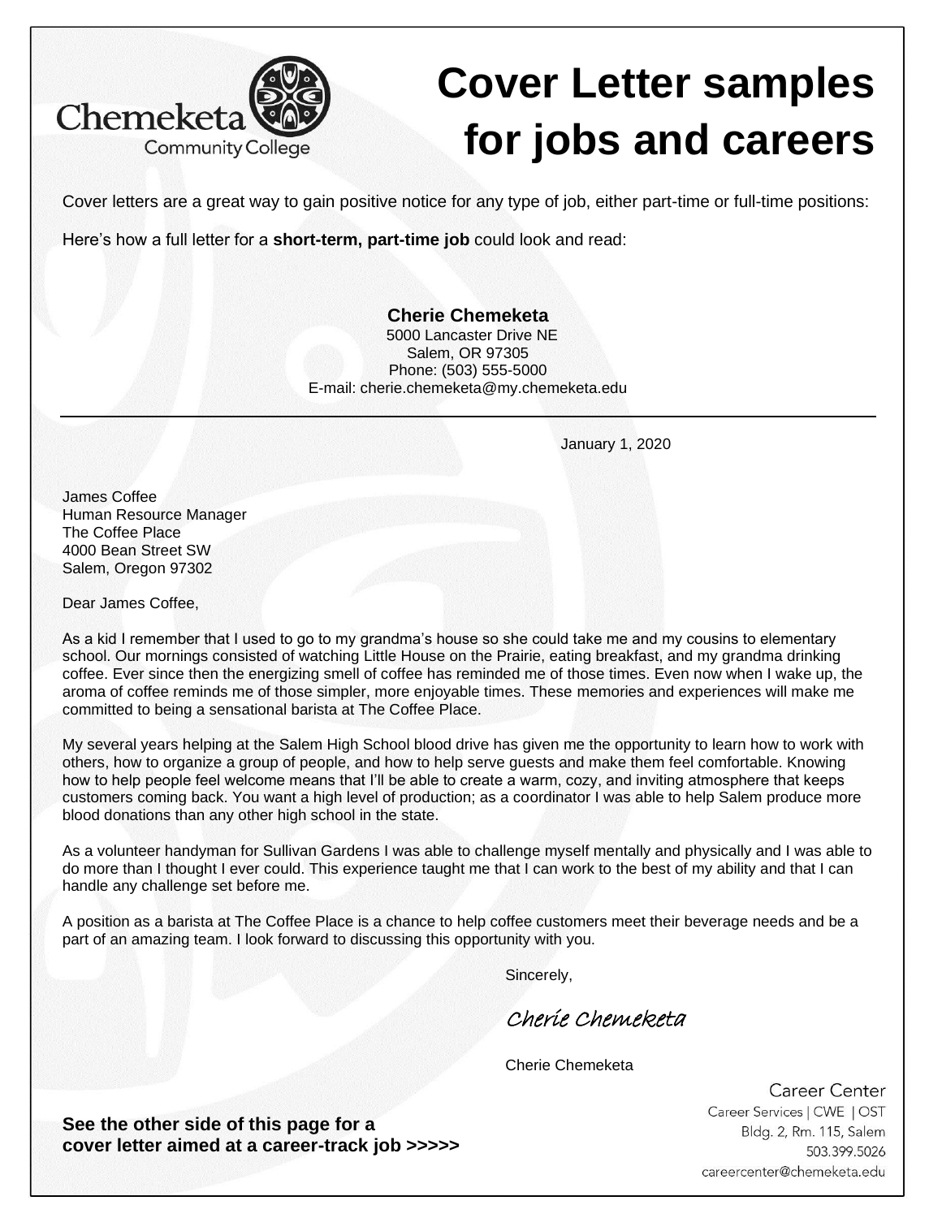# Cover Letter samples for jobs and careers

Chemeketa Community College

Cover letters are a great way to gain positive notice for any type of job, either part-time or full-time positions:

Here's how a full letter for a **short-term, part-time job** could look and read:

**Cherie Chemeketa**
5000 Lancaster Drive NE
Salem, OR 97305
Phone: (503) 555-5000
E-mail: cherie.chemeketa@my.chemeketa.edu

---

January 1, 2020

James Coffee
Human Resource Manager
The Coffee Place
4000 Bean Street SW
Salem, Oregon 97302

Dear James Coffee,

As a kid I remember that I used to go to my grandma's house so she could take me and my cousins to elementary school. Our mornings consisted of watching Little House on the Prairie, eating breakfast, and my grandma drinking coffee. Ever since then the energizing smell of coffee has reminded me of those times. Even now when I wake up, the aroma of coffee reminds me of those simpler, more enjoyable times. These memories and experiences will make me committed to being a sensational barista at The Coffee Place.

My several years helping at the Salem High School blood drive has given me the opportunity to learn how to work with others, how to organize a group of people, and how to help serve guests and make them feel comfortable. Knowing how to help people feel welcome means that I'll be able to create a warm, cozy, and inviting atmosphere that keeps customers coming back. You want a high level of production; as a coordinator I was able to help Salem produce more blood donations than any other high school in the state.

As a volunteer handyman for Sullivan Gardens I was able to challenge myself mentally and physically and I was able to do more than I thought I ever could. This experience taught me that I can work to the best of my ability and that I can handle any challenge set before me.

A position as a barista at The Coffee Place is a chance to help coffee customers meet their beverage needs and be a part of an amazing team. I look forward to discussing this opportunity with you.

Sincerely,

*Cherie Chemeketa*

Cherie Chemeketa

**See the other side of this page for a cover letter aimed at a career-track job >>>>>**

Career Center
Career Services | CWE | OST
Bldg. 2, Rm. 115, Salem
503.399.5026
careercenter@chemeketa.edu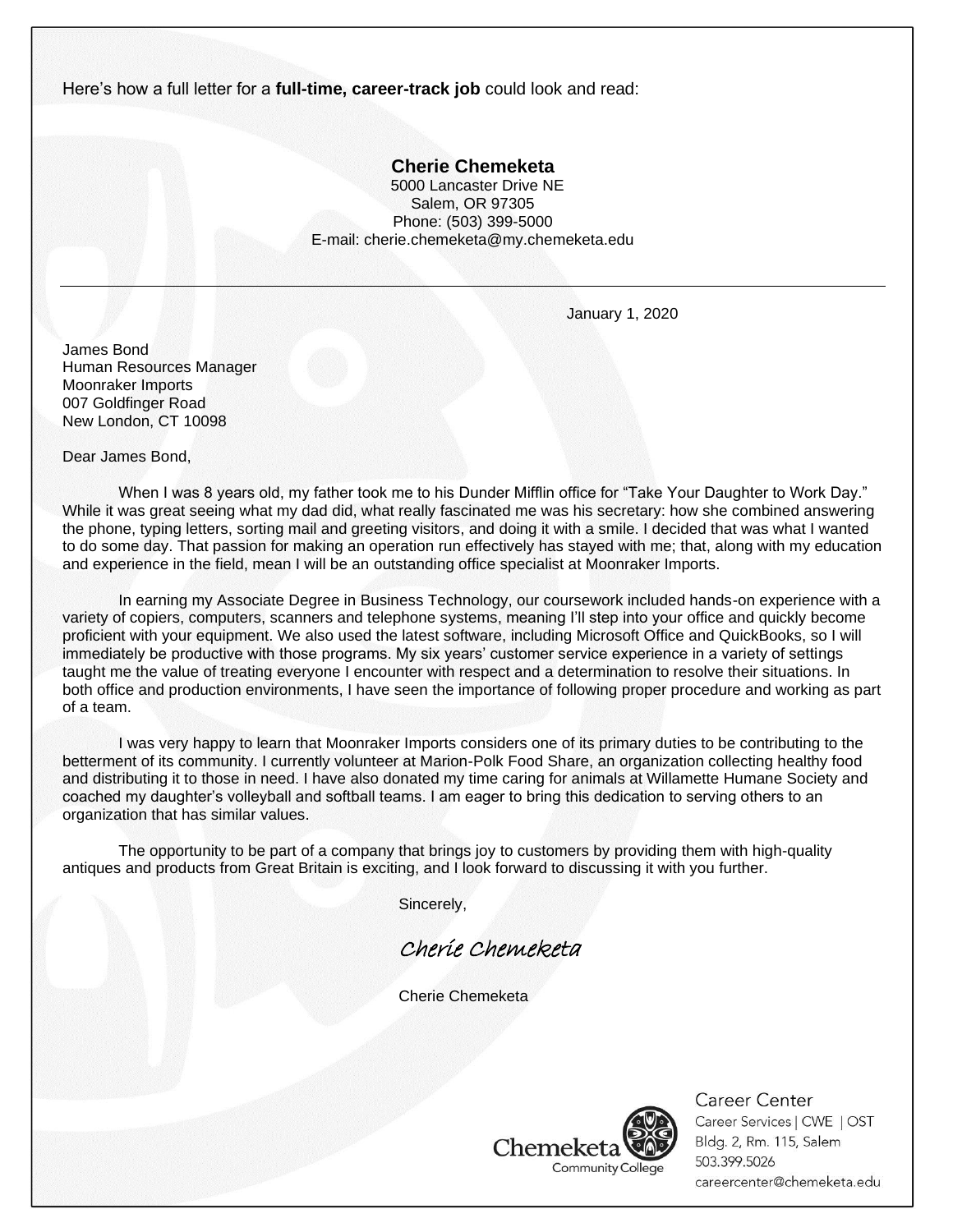Here's how a full letter for a **full-time, career-track job** could look and read:

**Cherie Chemeketa**
5000 Lancaster Drive NE
Salem, OR 97305
Phone: (503) 399-5000
E-mail: cherie.chemeketa@my.chemeketa.edu

---

January 1, 2020

James Bond
Human Resources Manager
Moonraker Imports
007 Goldfinger Road
New London, CT 10098

Dear James Bond,

When I was 8 years old, my father took me to his Dunder Mifflin office for "Take Your Daughter to Work Day." While it was great seeing what my dad did, what really fascinated me was his secretary: how she combined answering the phone, typing letters, sorting mail and greeting visitors, and doing it with a smile. I decided that was what I wanted to do some day. That passion for making an operation run effectively has stayed with me; that, along with my education and experience in the field, mean I will be an outstanding office specialist at Moonraker Imports.

In earning my Associate Degree in Business Technology, our coursework included hands-on experience with a variety of copiers, computers, scanners and telephone systems, meaning I'll step into your office and quickly become proficient with your equipment. We also used the latest software, including Microsoft Office and QuickBooks, so I will immediately be productive with those programs. My six years' customer service experience in a variety of settings taught me the value of treating everyone I encounter with respect and a determination to resolve their situations. In both office and production environments, I have seen the importance of following proper procedure and working as part of a team.

I was very happy to learn that Moonraker Imports considers one of its primary duties to be contributing to the betterment of its community. I currently volunteer at Marion-Polk Food Share, an organization collecting healthy food and distributing it to those in need. I have also donated my time caring for animals at Willamette Humane Society and coached my daughter's volleyball and softball teams. I am eager to bring this dedication to serving others to an organization that has similar values.

The opportunity to be part of a company that brings joy to customers by providing them with high-quality antiques and products from Great Britain is exciting, and I look forward to discussing it with you further.

Sincerely,

*Cherie Chemeketa*

Cherie Chemeketa

Chemeketa Community College

Career Center
Career Services | CWE | OST
Bldg. 2, Rm. 115, Salem
503.399.5026
careercenter@chemeketa.edu